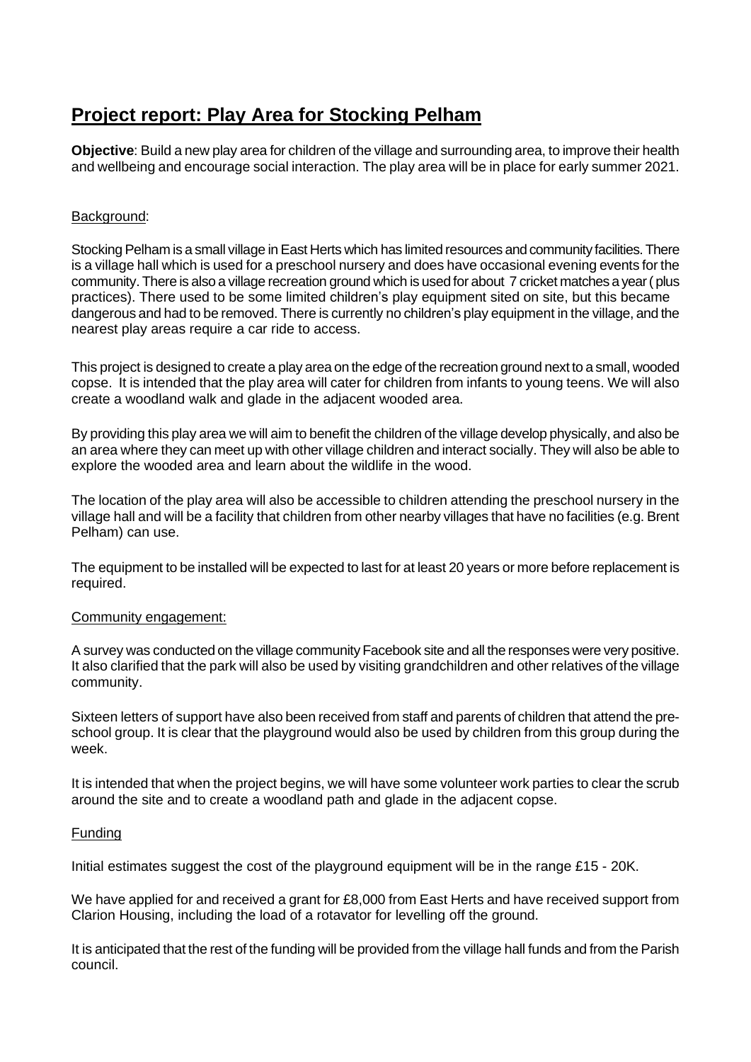# Project report: Play Area for Stocking Pelham

**Objective**: Build a new play area for children of the village and surrounding area, to improve their health and wellbeing and encourage social interaction. The play area will be in place for early summer 2021.

## Background:

Stocking Pelham is a small village in East Herts which has limited resources and community facilities. There is a village hall which is used for a preschool nursery and does have occasional evening events for the community. There is also a village recreation ground which is used for about 7 cricket matches a year ( plus practices). There used to be some limited children's play equipment sited on site, but this became dangerous and had to be removed. There is currently no children's play equipment in the village, and the nearest play areas require a car ride to access.

This project is designed to create a play area on the edge of the recreation ground next to a small, wooded copse. It is intended that the play area will cater for children from infants to young teens. We will also create a woodland walk and glade in the adjacent wooded area.

By providing this play area we will aim to benefit the children of the village develop physically, and also be an area where they can meet up with other village children and interact socially. They will also be able to explore the wooded area and learn about the wildlife in the wood.

The location of the play area will also be accessible to children attending the preschool nursery in the village hall and will be a facility that children from other nearby villages that have no facilities (e.g. Brent Pelham) can use.

The equipment to be installed will be expected to last for at least 20 years or more before replacement is required.

## Community engagement:

A survey was conducted on the village community Facebook site and all the responses were very positive. It also clarified that the park will also be used by visiting grandchildren and other relatives of the village community.

Sixteen letters of support have also been received from staff and parents of children that attend the pre-school group. It is clear that the playground would also be used by children from this group during the week.

It is intended that when the project begins, we will have some volunteer work parties to clear the scrub around the site and to create a woodland path and glade in the adjacent copse.

## Funding

Initial estimates suggest the cost of the playground equipment will be in the range £15 - 20K.

We have applied for and received a grant for £8,000 from East Herts and have received support from Clarion Housing, including the load of a rotavator for levelling off the ground.

It is anticipated that the rest of the funding will be provided from the village hall funds and from the Parish council.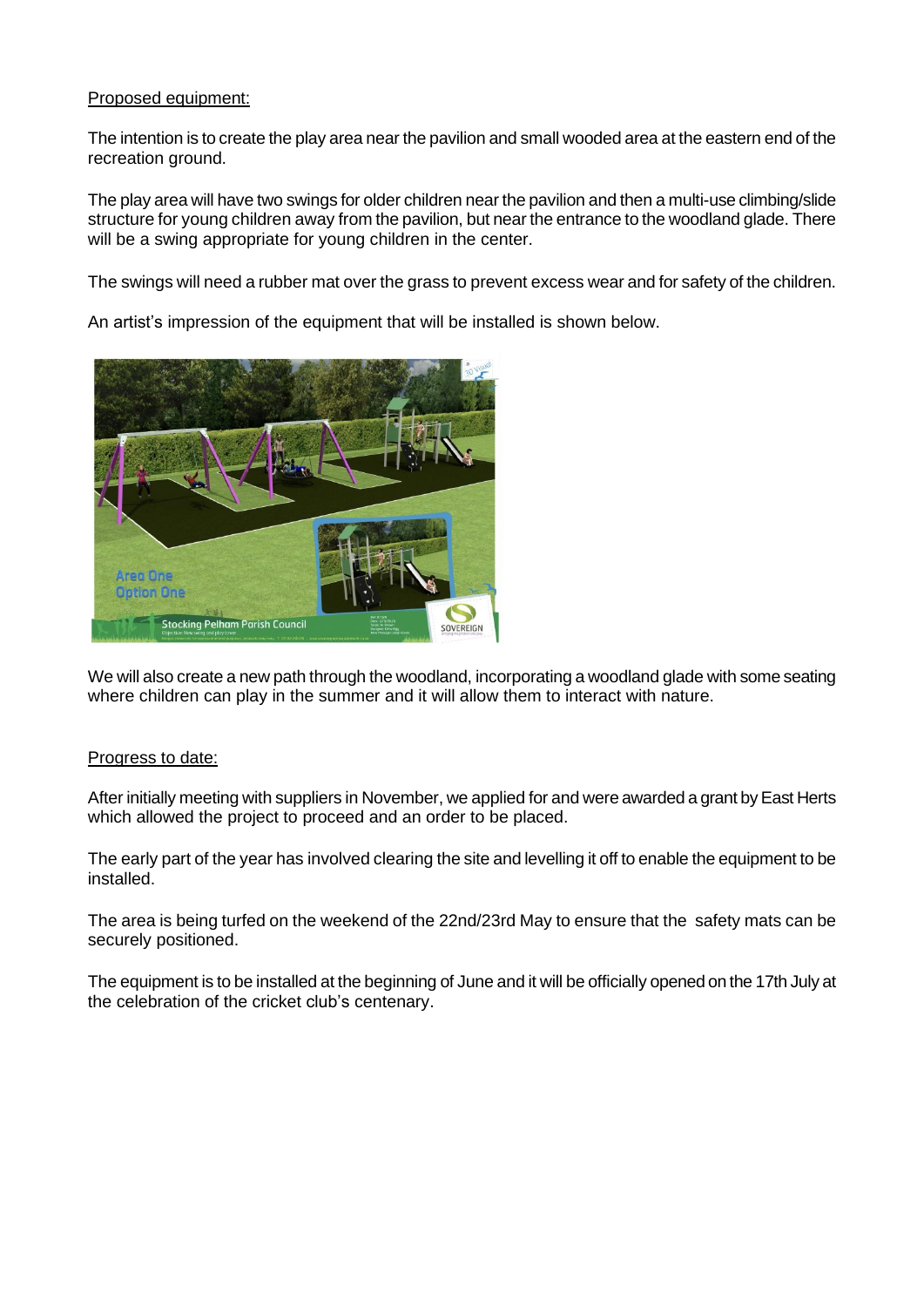Proposed equipment:

The intention is to create the play area near the pavilion and small wooded area at the eastern end of the recreation ground.

The play area will have two swings for older children near the pavilion and then a multi-use climbing/slide structure for young children away from the pavilion, but near the entrance to the woodland glade. There will be a swing appropriate for young children in the center.

The swings will need a rubber mat over the grass to prevent excess wear and for safety of the children.

An artist's impression of the equipment that will be installed is shown below.

We will also create a new path through the woodland, incorporating a woodland glade with some seating where children can play in the summer and it will allow them to interact with nature.

Progress to date:

After initially meeting with suppliers in November, we applied for and were awarded a grant by East Herts which allowed the project to proceed and an order to be placed.

The early part of the year has involved clearing the site and levelling it off to enable the equipment to be installed.

The area is being turfed on the weekend of the 22nd/23rd May to ensure that the safety mats can be securely positioned.

The equipment is to be installed at the beginning of June and it will be officially opened on the 17th July at the celebration of the cricket club's centenary.